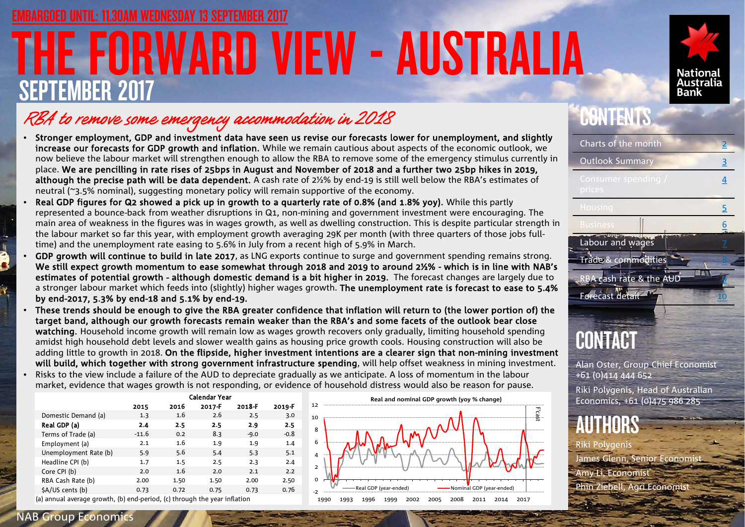EMBARGOED UNTIL: 11.30AM WEDNESDAY 13 SEPTEMBER 2017

# THE FORWARD VIEW - AUSTRALIA

## SEPTEMBER 2017

National Australia Bank

## *RBA to remove some emergency accommodation in 2018*

- **Stronger employment, GDP and investment data have seen us revise our forecasts lower for unemployment, and slightly increase our forecasts for GDP growth and inflation.** While we remain cautious about aspects of the economic outlook, we now believe the labour market will strengthen enough to allow the RBA to remove some of the emergency stimulus currently in place. **We are pencilling in rate rises of 25bps in August and November of 2018 and a further two 25bp hikes in 2019, although the precise path will be data dependent.** A cash rate of 2½% by end-19 is still well below the RBA's estimates of neutral (~3.5% nominal), suggesting monetary policy will remain supportive of the economy.
- **Real GDP figures for Q2 showed a pick up in growth to a quarterly rate of 0.8% (and 1.8% yoy).** While this partly represented a bounce-back from weather disruptions in Q1, non-mining and government investment were encouraging. The main area of weakness in the figures was in wages growth, as well as dwelling construction. This is despite particular strength in the labour market so far this year, with employment growth averaging 29K per month (with three quarters of those jobs full-time) and the unemployment rate easing to 5.6% in July from a recent high of 5.9% in March.
- **GDP growth will continue to build in late 2017**, as LNG exports continue to surge and government spending remains strong. **We still expect growth momentum to ease somewhat through 2018 and 2019 to around 2½% - which is in line with NAB's estimates of potential growth - although domestic demand is a bit higher in 2019.** The forecast changes are largely due to a stronger labour market which feeds into (slightly) higher wages growth. **The unemployment rate is forecast to ease to 5.4% by end-2017, 5.3% by end-18 and 5.1% by end-19.**
- **These trends should be enough to give the RBA greater confidence that inflation will return to (the lower portion of) the target band, although our growth forecasts remain weaker than the RBA's and some facets of the outlook bear close watching.** Household income growth will remain low as wages growth recovers only gradually, limiting household spending amidst high household debt levels and slower wealth gains as housing price growth cools. Housing construction will also be adding little to growth in 2018. **On the flipside, higher investment intentions are a clearer sign that non-mining investment will build, which together with strong government infrastructure spending**, will help offset weakness in mining investment.
- Risks to the view include a failure of the AUD to depreciate gradually as we anticipate. A loss of momentum in the labour market, evidence that wages growth is not responding, or evidence of household distress would also be reason for pause.

| | Calendar Year | | | | |
|---|---|---|---|---|---|
| | 2015 | 2016 | 2017-F | 2018-F | 2019-F |
| Domestic Demand (a) | 1.3 | 1.6 | 2.6 | 2.5 | 3.0 |
| **Real GDP (a)** | **2.4** | **2.5** | **2.5** | **2.9** | **2.5** |
| Terms of Trade (a) | -11.6 | 0.2 | 8.3 | -9.0 | -0.8 |
| Employment (a) | 2.1 | 1.6 | 1.9 | 1.9 | 1.4 |
| Unemployment Rate (b) | 5.9 | 5.6 | 5.4 | 5.3 | 5.1 |
| Headline CPI (b) | 1.7 | 1.5 | 2.5 | 2.3 | 2.4 |
| Core CPI (b) | 2.0 | 1.6 | 2.0 | 2.1 | 2.2 |
| RBA Cash Rate (b) | 2.00 | 1.50 | 1.50 | 2.00 | 2.50 |
| $A/US cents (b) | 0.73 | 0.72 | 0.75 | 0.73 | 0.76 |

(a) annual average growth, (b) end-period, (c) through the year inflation

Real and nominal GDP growth (yoy % change)

12
10
8
6
4
2
0
-2

1990 1993 1996 1999 2002 2005 2008 2011 2014 2017

FCast

Real GDP (year-ended)
Nominal GDP (year-ended)

## CONTENTS

- Charts of the month — 2
- Outlook Summary — 3
- Consumer spending / prices — 4
- Housing — 5
- Business — 6
- Labour and wages — 7
- Trade & commodities — 8
- RBA cash rate & the AUD — 9
- Forecast detail — 10

## CONTACT

Alan Oster, Group Chief Economist +61 (0)414 444 652

Riki Polygenis, Head of Australian Economics, +61 (0)475 986 285

## AUTHORS

Riki Polygenis

James Glenn, Senior Economist

Amy Li, Economist

Phin Ziebell, Agri Economist

NAB Group Economics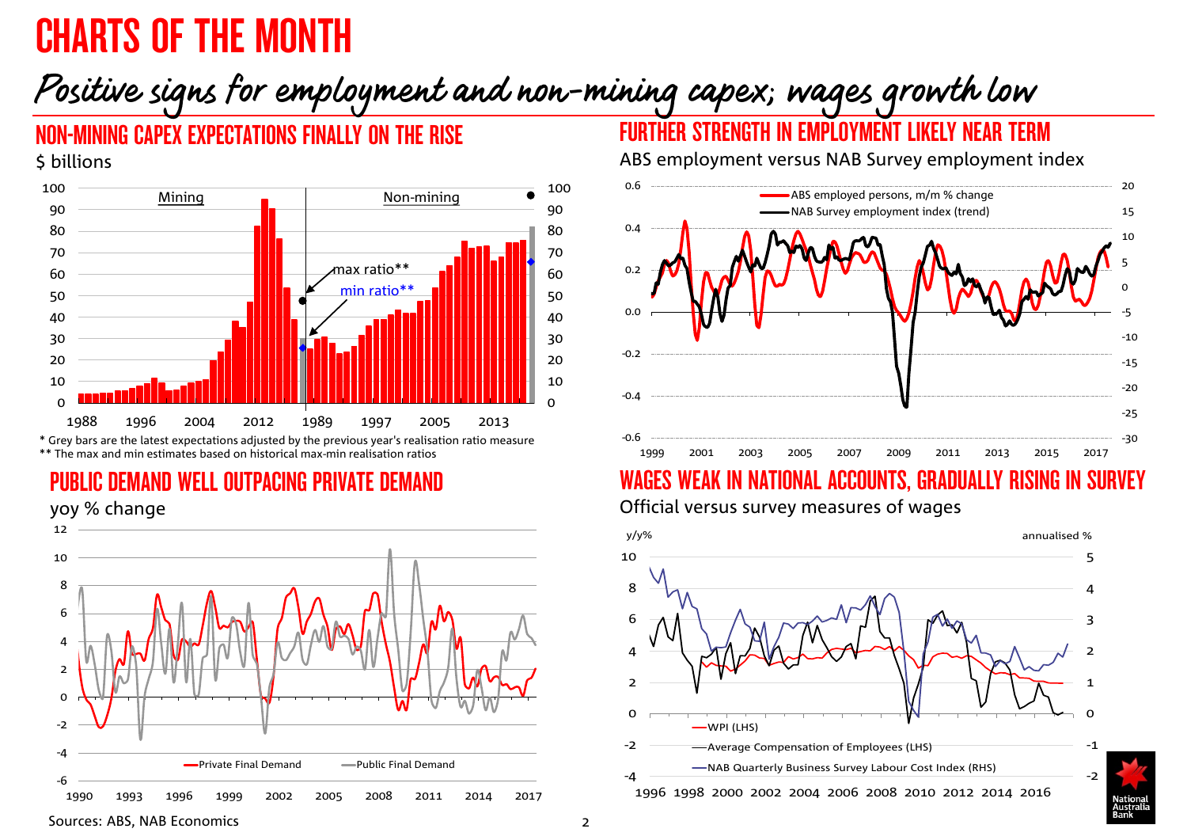# CHARTS OF THE MONTH

## Positive signs for employment and non-mining capex; wages growth low

### NON-MINING CAPEX EXPECTATIONS FINALLY ON THE RISE

$ billions

Mining

Non-mining

max ratio**

min ratio**

100
90
80
70
60
50
40
30
20
10
0

1988 1996 2004 2012 1989 1997 2005 2013

* Grey bars are the latest expectations adjusted by the previous year's realisation ratio measure

** The max and min estimates based on historical max-min realisation ratios

### FURTHER STRENGTH IN EMPLOYMENT LIKELY NEAR TERM

ABS employment versus NAB Survey employment index

ABS employed persons, m/m % change

NAB Survey employment index (trend)

0.6
0.4
0.2
0.0
-0.2
-0.4
-0.6

20
15
10
5
0
-5
-10
-15
-20
-25
-30

1999 2001 2003 2005 2007 2009 2011 2013 2015 2017

### PUBLIC DEMAND WELL OUTPACING PRIVATE DEMAND

yoy % change

12
10
8
6
4
2
0
-2
-4
-6

Private Final Demand

Public Final Demand

1990 1993 1996 1999 2002 2005 2008 2011 2014 2017

### WAGES WEAK IN NATIONAL ACCOUNTS, GRADUALLY RISING IN SURVEY

Official versus survey measures of wages

y/y%

annualised %

10
8
6
4
2
0
-2
-4

5
4
3
2
1
0
-1
-2

WPI (LHS)

Average Compensation of Employees (LHS)

NAB Quarterly Business Survey Labour Cost Index (RHS)

1996 1998 2000 2002 2004 2006 2008 2010 2012 2014 2016

Sources: ABS, NAB Economics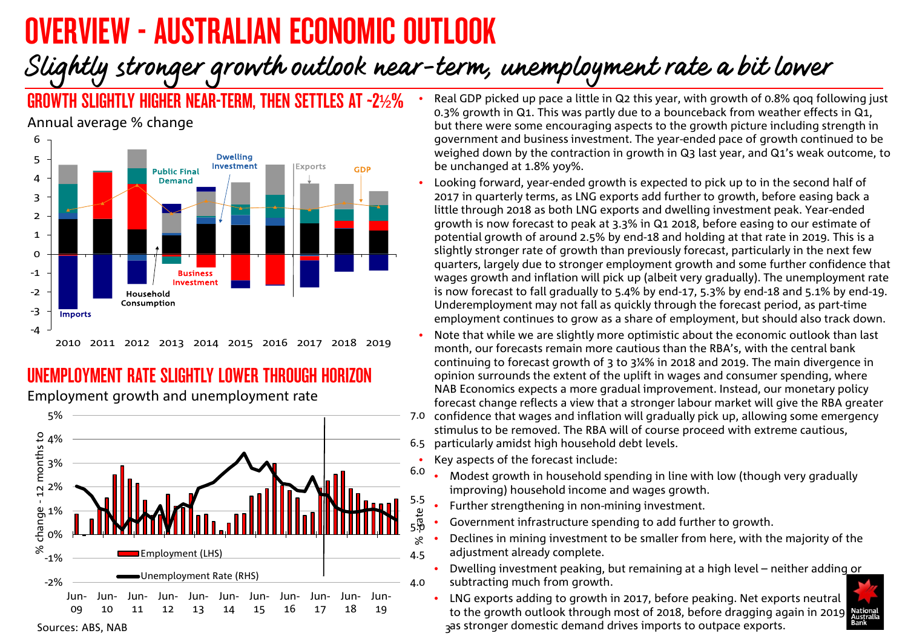# OVERVIEW - AUSTRALIAN ECONOMIC OUTLOOK

## Slightly stronger growth outlook near-term, unemployment rate a bit lower

### GROWTH SLIGHTLY HIGHER NEAR-TERM, THEN SETTLES AT ~2½%

Annual average % change

6
5
4
3
2
1
0
-1
-2
-3
-4

2010 2011 2012 2013 2014 2015 2016 2017 2018 2019

Dwelling Investment
Public Final Demand
Exports
GDP
Business Investment
Household Consumption
Imports

### UNEMPLOYMENT RATE SLIGHTLY LOWER THROUGH HORIZON

Employment growth and unemployment rate

5%
4%
3%
2%
1%
0%
-1%
-2%

% change - 12 months to

7.0
6.5
6.0
5.5
5.0
4.5
4.0

% rate

Employment (LHS)

Unemployment Rate (RHS)

Jun-09 Jun-10 Jun-11 Jun-12 Jun-13 Jun-14 Jun-15 Jun-16 Jun-17 Jun-18 Jun-19

Sources: ABS, NAB

- Real GDP picked up pace a little in Q2 this year, with growth of 0.8% qoq following just 0.3% growth in Q1. This was partly due to a bounceback from weather effects in Q1, but there were some encouraging aspects to the growth picture including strength in government and business investment. The year-ended pace of growth continued to be weighed down by the contraction in growth in Q3 last year, and Q1's weak outcome, to be unchanged at 1.8% yoy%.
- Looking forward, year-ended growth is expected to pick up to in the second half of 2017 in quarterly terms, as LNG exports add further to growth, before easing back a little through 2018 as both LNG exports and dwelling investment peak. Year-ended growth is now forecast to peak at 3.3% in Q1 2018, before easing to our estimate of potential growth of around 2.5% by end-18 and holding at that rate in 2019. This is a slightly stronger rate of growth than previously forecast, particularly in the next few quarters, largely due to stronger employment growth and some further confidence that wages growth and inflation will pick up (albeit very gradually). The unemployment rate is now forecast to fall gradually to 5.4% by end-17, 5.3% by end-18 and 5.1% by end-19. Underemployment may not fall as quickly through the forecast period, as part-time employment continues to grow as a share of employment, but should also track down.
- Note that while we are slightly more optimistic about the economic outlook than last month, our forecasts remain more cautious than the RBA's, with the central bank continuing to forecast growth of 3 to 3¼% in 2018 and 2019. The main divergence in opinion surrounds the extent of the uplift in wages and consumer spending, where NAB Economics expects a more gradual improvement. Instead, our monetary policy forecast change reflects a view that a stronger labour market will give the RBA greater confidence that wages and inflation will gradually pick up, allowing some emergency stimulus to be removed. The RBA will of course proceed with extreme cautious, particularly amidst high household debt levels.
- Key aspects of the forecast include:
  - Modest growth in household spending in line with low (though very gradually improving) household income and wages growth.
  - Further strengthening in non-mining investment.
  - Government infrastructure spending to add further to growth.
  - Declines in mining investment to be smaller from here, with the majority of the adjustment already complete.
  - Dwelling investment peaking, but remaining at a high level – neither adding or subtracting much from growth.
  - LNG exports adding to growth in 2017, before peaking. Net exports neutral to the growth outlook through most of 2018, before dragging again in 2019 as stronger domestic demand drives imports to outpace exports.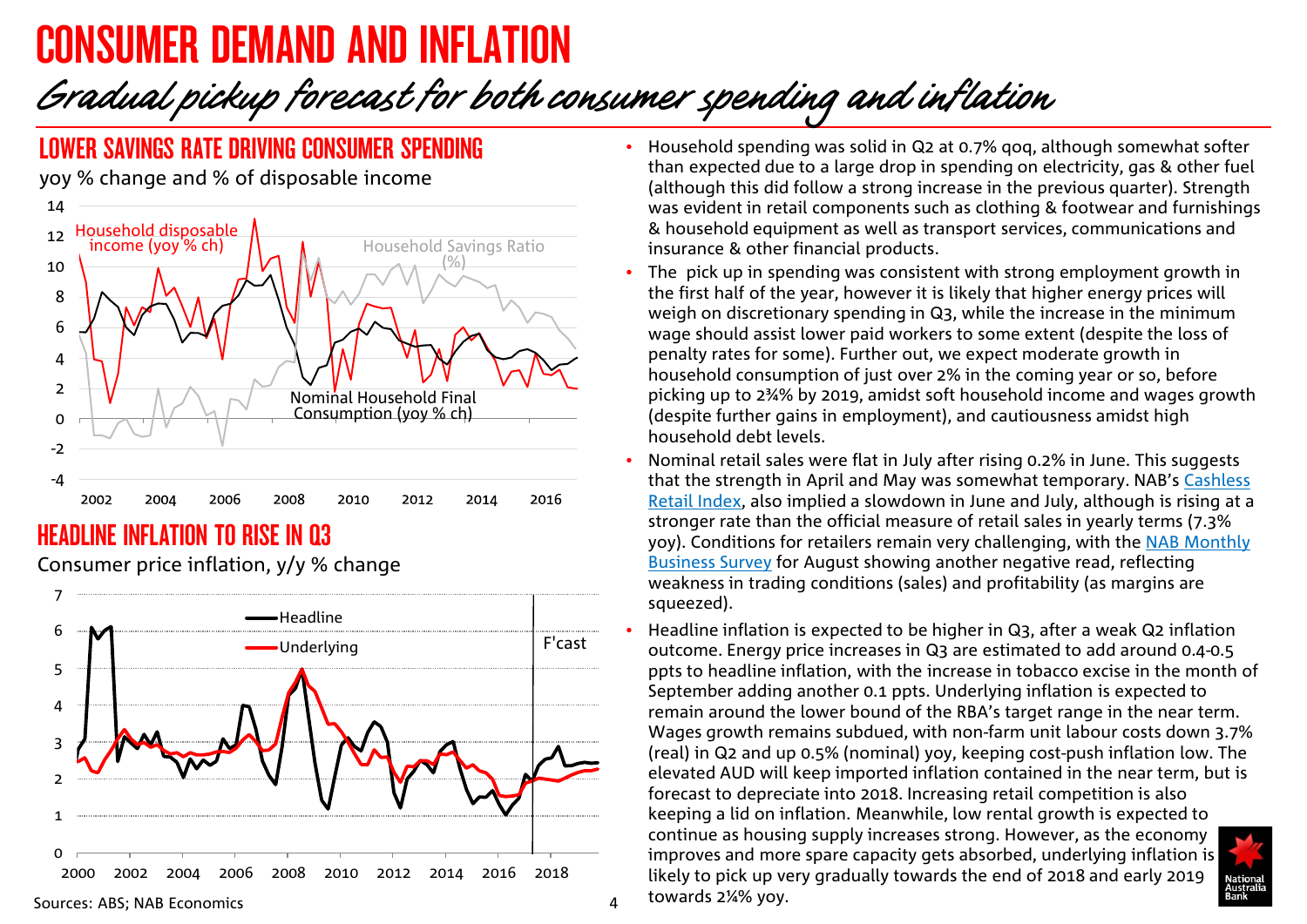# CONSUMER DEMAND AND INFLATION

*Gradual pickup forecast for both consumer spending and inflation*

## LOWER SAVINGS RATE DRIVING CONSUMER SPENDING

yoy % change and % of disposable income

14
12
10
8
6
4
2
0
-2
-4

2002 2004 2006 2008 2010 2012 2014 2016

Household disposable income (yoy % ch)

Household Savings Ratio (%)

Nominal Household Final Consumption (yoy % ch)

## HEADLINE INFLATION TO RISE IN Q3

Consumer price inflation, y/y % change

7
6
5
4
3
2
1
0

2000 2002 2004 2006 2008 2010 2012 2014 2016 2018

Headline

Underlying

F'cast

Sources: ABS; NAB Economics

- Household spending was solid in Q2 at 0.7% qoq, although somewhat softer than expected due to a large drop in spending on electricity, gas & other fuel (although this did follow a strong increase in the previous quarter). Strength was evident in retail components such as clothing & footwear and furnishings & household equipment as well as transport services, communications and insurance & other financial products.
- The pick up in spending was consistent with strong employment growth in the first half of the year, however it is likely that higher energy prices will weigh on discretionary spending in Q3, while the increase in the minimum wage should assist lower paid workers to some extent (despite the loss of penalty rates for some). Further out, we expect moderate growth in household consumption of just over 2% in the coming year or so, before picking up to 2¾% by 2019, amidst soft household income and wages growth (despite further gains in employment), and cautiousness amidst high household debt levels.
- Nominal retail sales were flat in July after rising 0.2% in June. This suggests that the strength in April and May was somewhat temporary. NAB's Cashless Retail Index, also implied a slowdown in June and July, although is rising at a stronger rate than the official measure of retail sales in yearly terms (7.3% yoy). Conditions for retailers remain very challenging, with the NAB Monthly Business Survey for August showing another negative read, reflecting weakness in trading conditions (sales) and profitability (as margins are squeezed).
- Headline inflation is expected to be higher in Q3, after a weak Q2 inflation outcome. Energy price increases in Q3 are estimated to add around 0.4-0.5 ppts to headline inflation, with the increase in tobacco excise in the month of September adding another 0.1 ppts. Underlying inflation is expected to remain around the lower bound of the RBA's target range in the near term. Wages growth remains subdued, with non-farm unit labour costs down 3.7% (real) in Q2 and up 0.5% (nominal) yoy, keeping cost-push inflation low. The elevated AUD will keep imported inflation contained in the near term, but is forecast to depreciate into 2018. Increasing retail competition is also keeping a lid on inflation. Meanwhile, low rental growth is expected to continue as housing supply increases strong. However, as the economy improves and more spare capacity gets absorbed, underlying inflation is likely to pick up very gradually towards the end of 2018 and early 2019 towards 2¼% yoy.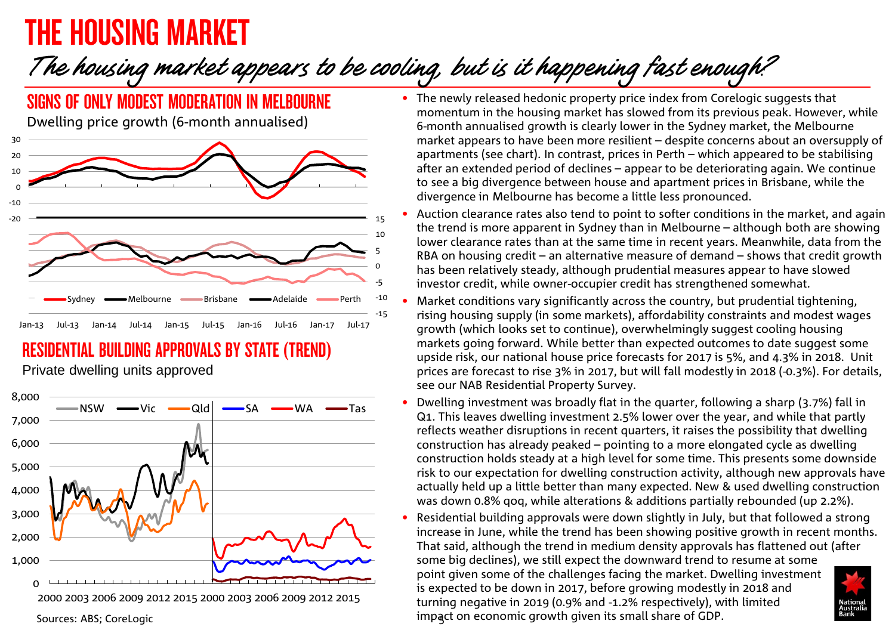# THE HOUSING MARKET

## *The housing market appears to be cooling, but is it happening fast enough?*

### SIGNS OF ONLY MODEST MODERATION IN MELBOURNE

Dwelling price growth (6-month annualised)

30
20
10
0
-10
-20

15
10
5
0
-5
-10
-15

Sydney, Melbourne, Brisbane, Adelaide, Perth

Jan-13 Jul-13 Jan-14 Jul-14 Jan-15 Jul-15 Jan-16 Jul-16 Jan-17 Jul-17

### RESIDENTIAL BUILDING APPROVALS BY STATE (TREND)

Private dwelling units approved

8,000
7,000
6,000
5,000
4,000
3,000
2,000
1,000
0

NSW, Vic, Qld, SA, WA, Tas

2000 2003 2006 2009 2012 2015 2000 2003 2006 2009 2012 2015

Sources: ABS; CoreLogic

- The newly released hedonic property price index from Corelogic suggests that momentum in the housing market has slowed from its previous peak. However, while 6-month annualised growth is clearly lower in the Sydney market, the Melbourne market appears to have been more resilient – despite concerns about an oversupply of apartments (see chart). In contrast, prices in Perth – which appeared to be stabilising after an extended period of declines – appear to be deteriorating again. We continue to see a big divergence between house and apartment prices in Brisbane, while the divergence in Melbourne has become a little less pronounced.
- Auction clearance rates also tend to point to softer conditions in the market, and again the trend is more apparent in Sydney than in Melbourne – although both are showing lower clearance rates than at the same time in recent years. Meanwhile, data from the RBA on housing credit – an alternative measure of demand – shows that credit growth has been relatively steady, although prudential measures appear to have slowed investor credit, while owner-occupier credit has strengthened somewhat.
- Market conditions vary significantly across the country, but prudential tightening, rising housing supply (in some markets), affordability constraints and modest wages growth (which looks set to continue), overwhelmingly suggest cooling housing markets going forward. While better than expected outcomes to date suggest some upside risk, our national house price forecasts for 2017 is 5%, and 4.3% in 2018. Unit prices are forecast to rise 3% in 2017, but will fall modestly in 2018 (-0.3%). For details, see our NAB Residential Property Survey.
- Dwelling investment was broadly flat in the quarter, following a sharp (3.7%) fall in Q1. This leaves dwelling investment 2.5% lower over the year, and while that partly reflects weather disruptions in recent quarters, it raises the possibility that dwelling construction has already peaked – pointing to a more elongated cycle as dwelling construction holds steady at a high level for some time. This presents some downside risk to our expectation for dwelling construction activity, although new approvals have actually held up a little better than many expected. New & used dwelling construction was down 0.8% qoq, while alterations & additions partially rebounded (up 2.2%).
- Residential building approvals were down slightly in July, but that followed a strong increase in June, while the trend has been showing positive growth in recent months. That said, although the trend in medium density approvals has flattened out (after some big declines), we still expect the downward trend to resume at some point given some of the challenges facing the market. Dwelling investment is expected to be down in 2017, before growing modestly in 2018 and turning negative in 2019 (0.9% and -1.2% respectively), with limited impact on economic growth given its small share of GDP.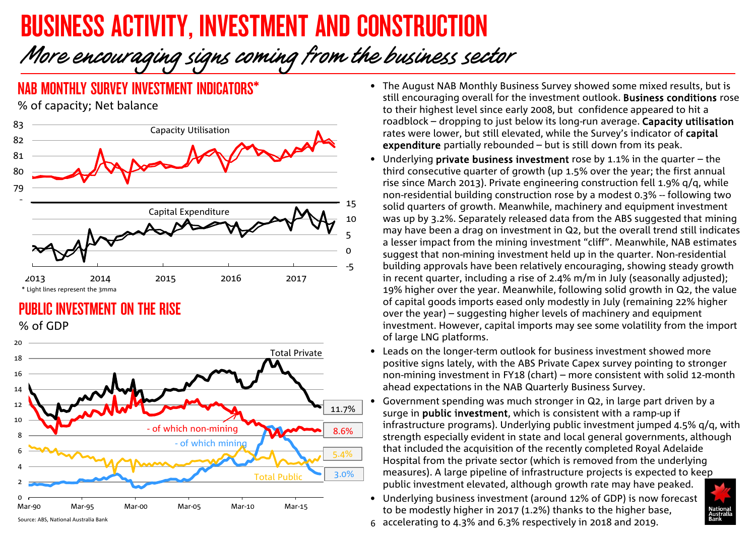# BUSINESS ACTIVITY, INVESTMENT AND CONSTRUCTION

*More encouraging signs coming from the business sector*

## NAB MONTHLY SURVEY INVESTMENT INDICATORS*

% of capacity; Net balance

Capacity Utilisation

83
82
81
80
79

Capital Expenditure

15
10
5
0
-5

2013
2014
2015
2016
2017

\* Light lines represent the 3mma

## PUBLIC INVESTMENT ON THE RISE

% of GDP

20
18
16
14
12
10
8
6
4
2
0

Total Private
- of which non-mining
- of which mining
Total Public

11.7%
8.6%
5.4%
3.0%

Mar-90
Mar-95
Mar-00
Mar-05
Mar-10
Mar-15

Source: ABS, National Australia Bank

- The August NAB Monthly Business Survey showed some mixed results, but is still encouraging overall for the investment outlook. **Business conditions** rose to their highest level since early 2008, but confidence appeared to hit a roadblock – dropping to just below its long-run average. **Capacity utilisation** rates were lower, but still elevated, while the Survey's indicator of **capital expenditure** partially rebounded – but is still down from its peak.
- Underlying **private business investment** rose by 1.1% in the quarter – the third consecutive quarter of growth (up 1.5% over the year; the first annual rise since March 2013). Private engineering construction fell 1.9% q/q, while non-residential building construction rose by a modest 0.3% -- following two solid quarters of growth. Meanwhile, machinery and equipment investment was up by 3.2%. Separately released data from the ABS suggested that mining may have been a drag on investment in Q2, but the overall trend still indicates a lesser impact from the mining investment "cliff". Meanwhile, NAB estimates suggest that non-mining investment held up in the quarter. Non-residential building approvals have been relatively encouraging, showing steady growth in recent quarter, including a rise of 2.4% m/m in July (seasonally adjusted); 19% higher over the year. Meanwhile, following solid growth in Q2, the value of capital goods imports eased only modestly in July (remaining 22% higher over the year) – suggesting higher levels of machinery and equipment investment. However, capital imports may see some volatility from the import of large LNG platforms.
- Leads on the longer-term outlook for business investment showed more positive signs lately, with the ABS Private Capex survey pointing to stronger non-mining investment in FY18 (chart) – more consistent with solid 12-month ahead expectations in the NAB Quarterly Business Survey.
- Government spending was much stronger in Q2, in large part driven by a surge in **public investment**, which is consistent with a ramp-up if infrastructure programs). Underlying public investment jumped 4.5% q/q, with strength especially evident in state and local general governments, although that included the acquisition of the recently completed Royal Adelaide Hospital from the private sector (which is removed from the underlying measures). A large pipeline of infrastructure projects is expected to keep public investment elevated, although growth rate may have peaked.
- Underlying business investment (around 12% of GDP) is now forecast to be modestly higher in 2017 (1.2%) thanks to the higher base, accelerating to 4.3% and 6.3% respectively in 2018 and 2019.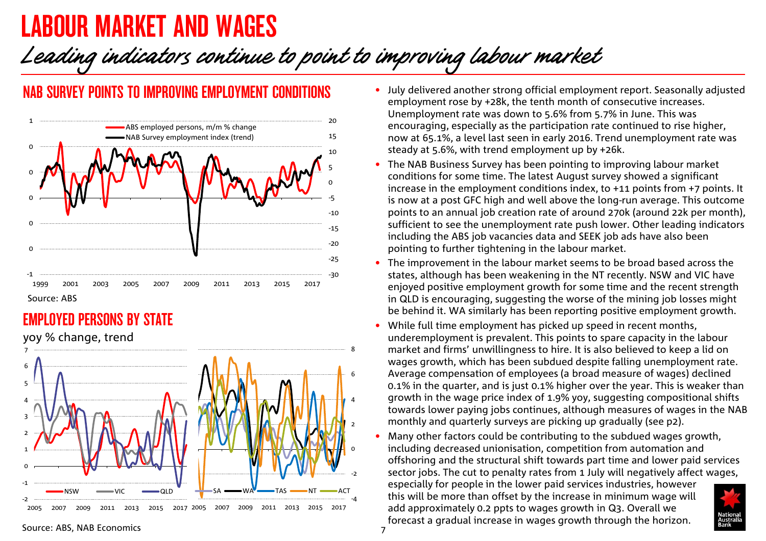# LABOUR MARKET AND WAGES

*Leading indicators continue to point to improving labour market*

## NAB SURVEY POINTS TO IMPROVING EMPLOYMENT CONDITIONS

ABS employed persons, m/m % change
NAB Survey employment index (trend)

1
0
0
0
0
0
-1

20
15
10
5
0
-5
-10
-15
-20
-25
-30

1999 2001 2003 2005 2007 2009 2011 2013 2015 2017

Source: ABS

## EMPLOYED PERSONS BY STATE

yoy % change, trend

7
6
5
4
3
2
1
0
-1
-2

NSW VIC QLD

2005 2007 2009 2011 2013 2015 2017

8
6
4
2
0
-2
-4

SA WA TAS NT ACT

2005 2007 2009 2011 2013 2015 2017

Source: ABS, NAB Economics

- July delivered another strong official employment report. Seasonally adjusted employment rose by +28k, the tenth month of consecutive increases. Unemployment rate was down to 5.6% from 5.7% in June. This was encouraging, especially as the participation rate continued to rise higher, now at 65.1%, a level last seen in early 2016. Trend unemployment rate was steady at 5.6%, with trend employment up by +26k.
- The NAB Business Survey has been pointing to improving labour market conditions for some time. The latest August survey showed a significant increase in the employment conditions index, to +11 points from +7 points. It is now at a post GFC high and well above the long-run average. This outcome points to an annual job creation rate of around 270k (around 22k per month), sufficient to see the unemployment rate push lower. Other leading indicators including the ABS job vacancies data and SEEK job ads have also been pointing to further tightening in the labour market.
- The improvement in the labour market seems to be broad based across the states, although has been weakening in the NT recently. NSW and VIC have enjoyed positive employment growth for some time and the recent strength in QLD is encouraging, suggesting the worse of the mining job losses might be behind it. WA similarly has been reporting positive employment growth.
- While full time employment has picked up speed in recent months, underemployment is prevalent. This points to spare capacity in the labour market and firms' unwillingness to hire. It is also believed to keep a lid on wages growth, which has been subdued despite falling unemployment rate. Average compensation of employees (a broad measure of wages) declined 0.1% in the quarter, and is just 0.1% higher over the year. This is weaker than growth in the wage price index of 1.9% yoy, suggesting compositional shifts towards lower paying jobs continues, although measures of wages in the NAB monthly and quarterly surveys are picking up gradually (see p2).
- Many other factors could be contributing to the subdued wages growth, including decreased unionisation, competition from automation and offshoring and the structural shift towards part time and lower paid services sector jobs. The cut to penalty rates from 1 July will negatively affect wages, especially for people in the lower paid services industries, however this will be more than offset by the increase in minimum wage will add approximately 0.2 ppts to wages growth in Q3. Overall we forecast a gradual increase in wages growth through the horizon.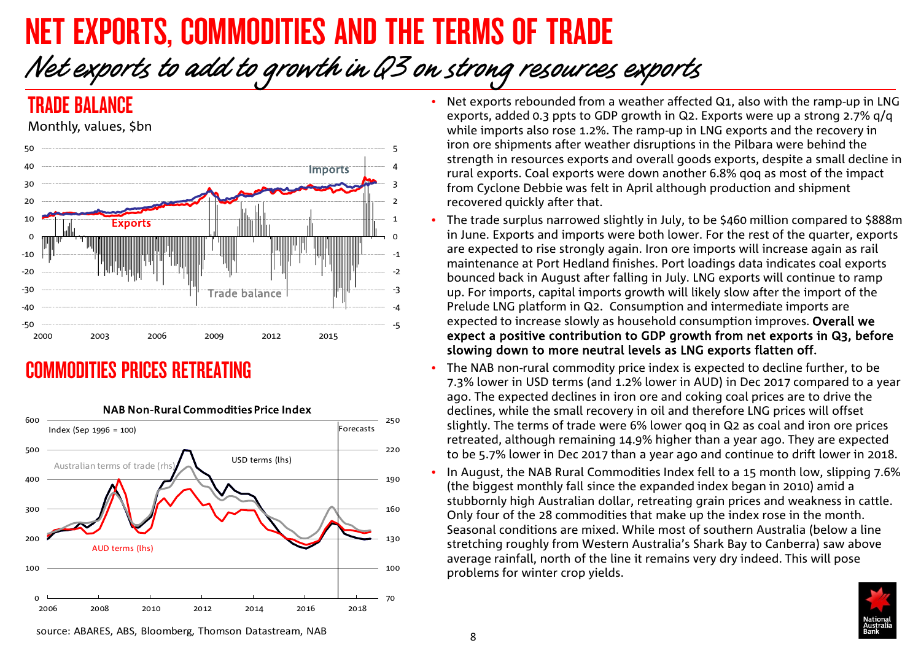# NET EXPORTS, COMMODITIES AND THE TERMS OF TRADE

*Net exports to add to growth in Q3 on strong resources exports*

## TRADE BALANCE

Monthly, values, $bn

Imports
Exports
Trade balance

50
40
30
20
10
0
-10
-20
-30
-40
-50

5
4
3
2
1
0
-1
-2
-3
-4
-5

2000 2003 2006 2009 2012 2015

## COMMODITIES PRICES RETREATING

NAB Non-Rural Commodities Price Index

Index (Sep 1996 = 100)
Forecasts
Australian terms of trade (rhs)
USD terms (lhs)
AUD terms (lhs)

600
500
400
300
200
100
0

250
220
190
160
130
100
70

2006 2008 2010 2012 2014 2016 2018

source: ABARES, ABS, Bloomberg, Thomson Datastream, NAB

- Net exports rebounded from a weather affected Q1, also with the ramp-up in LNG exports, added 0.3 ppts to GDP growth in Q2. Exports were up a strong 2.7% q/q while imports also rose 1.2%. The ramp-up in LNG exports and the recovery in iron ore shipments after weather disruptions in the Pilbara were behind the strength in resources exports and overall goods exports, despite a small decline in rural exports. Coal exports were down another 6.8% qoq as most of the impact from Cyclone Debbie was felt in April although production and shipment recovered quickly after that.
- The trade surplus narrowed slightly in July, to be $460 million compared to $888m in June. Exports and imports were both lower. For the rest of the quarter, exports are expected to rise strongly again. Iron ore imports will increase again as rail maintenance at Port Hedland finishes. Port loadings data indicates coal exports bounced back in August after falling in July. LNG exports will continue to ramp up. For imports, capital imports growth will likely slow after the import of the Prelude LNG platform in Q2. Consumption and intermediate imports are expected to increase slowly as household consumption improves. **Overall we expect a positive contribution to GDP growth from net exports in Q3, before slowing down to more neutral levels as LNG exports flatten off.**
- The NAB non-rural commodity price index is expected to decline further, to be 7.3% lower in USD terms (and 1.2% lower in AUD) in Dec 2017 compared to a year ago. The expected declines in iron ore and coking coal prices are to drive the declines, while the small recovery in oil and therefore LNG prices will offset slightly. The terms of trade were 6% lower qoq in Q2 as coal and iron ore prices retreated, although remaining 14.9% higher than a year ago. They are expected to be 5.7% lower in Dec 2017 than a year ago and continue to drift lower in 2018.
- In August, the NAB Rural Commodities Index fell to a 15 month low, slipping 7.6% (the biggest monthly fall since the expanded index began in 2010) amid a stubbornly high Australian dollar, retreating grain prices and weakness in cattle. Only four of the 28 commodities that make up the index rose in the month. Seasonal conditions are mixed. While most of southern Australia (below a line stretching roughly from Western Australia's Shark Bay to Canberra) saw above average rainfall, north of the line it remains very dry indeed. This will pose problems for winter crop yields.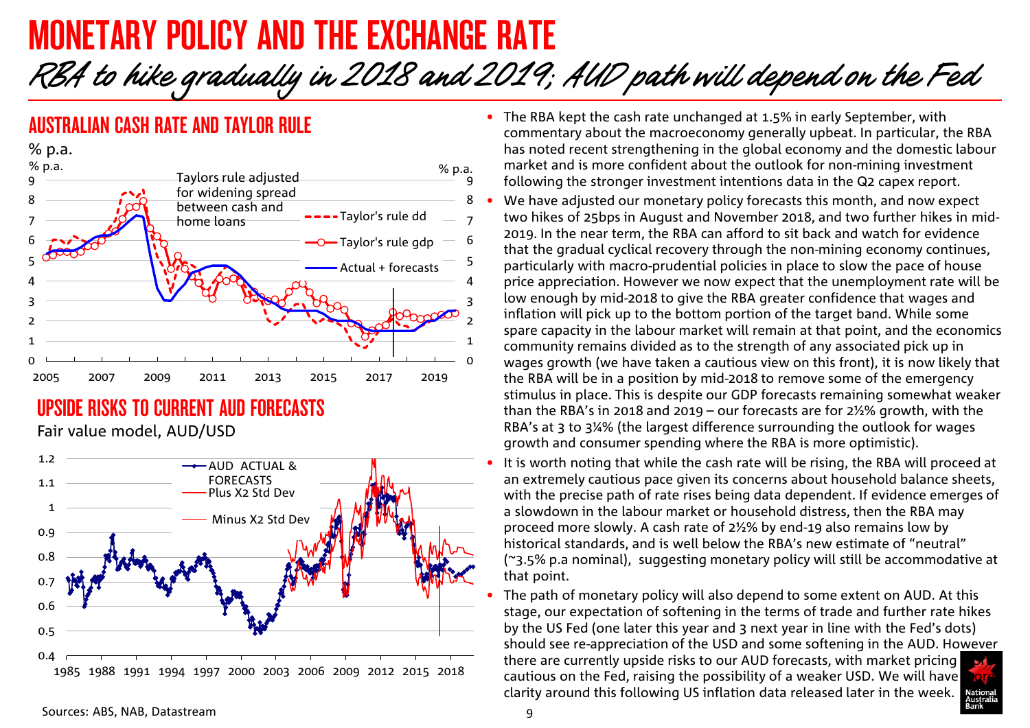# MONETARY POLICY AND THE EXCHANGE RATE

## *RBA to hike gradually in 2018 and 2019; AUD path will depend on the Fed*

### AUSTRALIAN CASH RATE AND TAYLOR RULE

% p.a.

### UPSIDE RISKS TO CURRENT AUD FORECASTS

Fair value model, AUD/USD

- The RBA kept the cash rate unchanged at 1.5% in early September, with commentary about the macroeconomy generally upbeat. In particular, the RBA has noted recent strengthening in the global economy and the domestic labour market and is more confident about the outlook for non-mining investment following the stronger investment intentions data in the Q2 capex report.
- We have adjusted our monetary policy forecasts this month, and now expect two hikes of 25bps in August and November 2018, and two further hikes in mid-2019. In the near term, the RBA can afford to sit back and watch for evidence that the gradual cyclical recovery through the non-mining economy continues, particularly with macro-prudential policies in place to slow the pace of house price appreciation. However we now expect that the unemployment rate will be low enough by mid-2018 to give the RBA greater confidence that wages and inflation will pick up to the bottom portion of the target band. While some spare capacity in the labour market will remain at that point, and the economics community remains divided as to the strength of any associated pick up in wages growth (we have taken a cautious view on this front), it is now likely that the RBA will be in a position by mid-2018 to remove some of the emergency stimulus in place. This is despite our GDP forecasts remaining somewhat weaker than the RBA's in 2018 and 2019 – our forecasts are for 2½% growth, with the RBA's at 3 to 3¼% (the largest difference surrounding the outlook for wages growth and consumer spending where the RBA is more optimistic).
- It is worth noting that while the cash rate will be rising, the RBA will proceed at an extremely cautious pace given its concerns about household balance sheets, with the precise path of rate rises being data dependent. If evidence emerges of a slowdown in the labour market or household distress, then the RBA may proceed more slowly. A cash rate of 2½% by end-19 also remains low by historical standards, and is well below the RBA's new estimate of "neutral" (~3.5% p.a nominal), suggesting monetary policy will still be accommodative at that point.
- The path of monetary policy will also depend to some extent on AUD. At this stage, our expectation of softening in the terms of trade and further rate hikes by the US Fed (one later this year and 3 next year in line with the Fed's dots) should see re-appreciation of the USD and some softening in the AUD. However there are currently upside risks to our AUD forecasts, with market pricing cautious on the Fed, raising the possibility of a weaker USD. We will have clarity around this following US inflation data released later in the week.

Sources: ABS, NAB, Datastream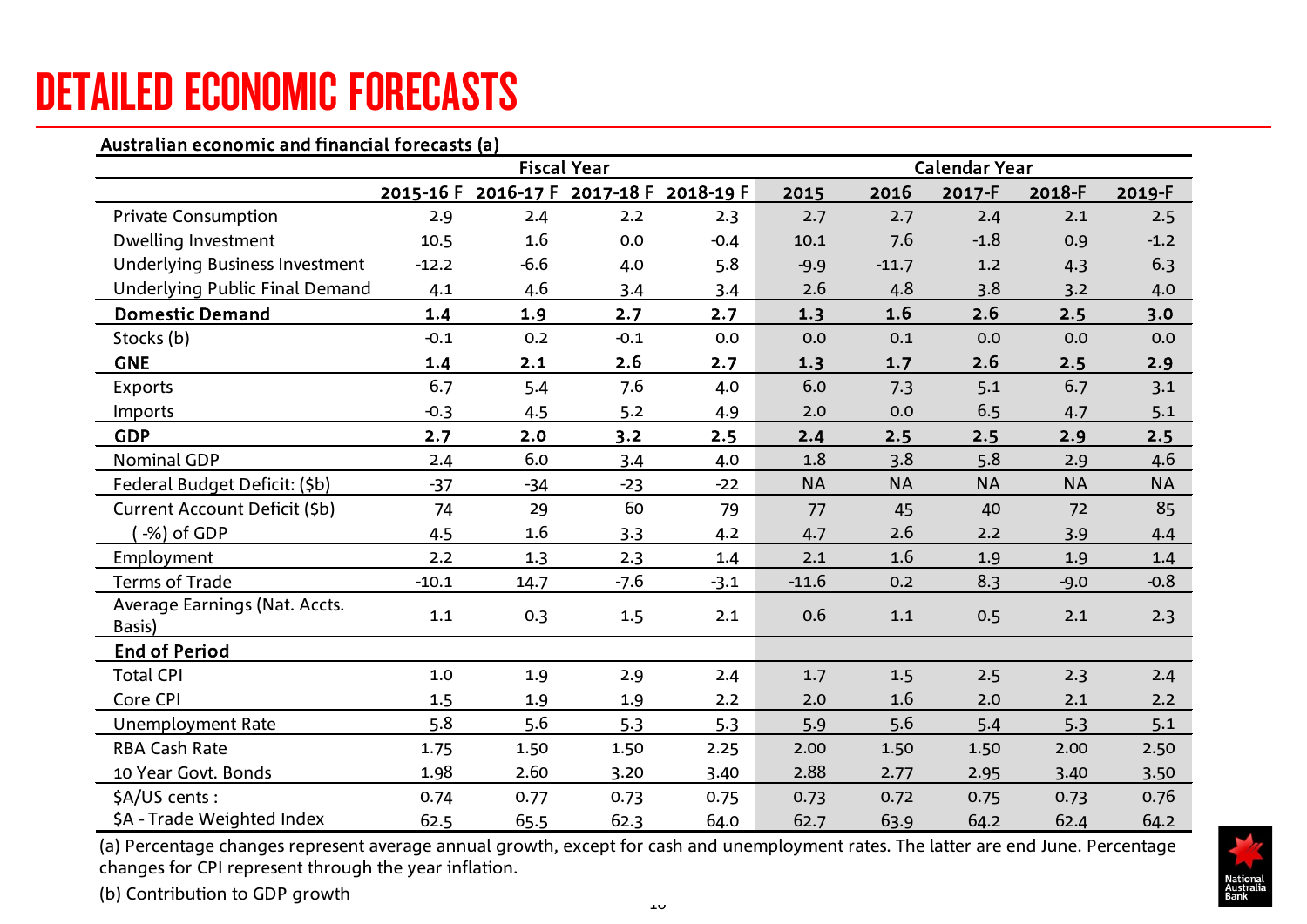# DETAILED ECONOMIC FORECASTS

**Australian economic and financial forecasts (a)**

| | Fiscal Year | | | | Calendar Year | | | | |
|---|---|---|---|---|---|---|---|---|---|
| | 2015-16 F | 2016-17 F | 2017-18 F | 2018-19 F | 2015 | 2016 | 2017-F | 2018-F | 2019-F |
| Private Consumption | 2.9 | 2.4 | 2.2 | 2.3 | 2.7 | 2.7 | 2.4 | 2.1 | 2.5 |
| Dwelling Investment | 10.5 | 1.6 | 0.0 | -0.4 | 10.1 | 7.6 | -1.8 | 0.9 | -1.2 |
| Underlying Business Investment | -12.2 | -6.6 | 4.0 | 5.8 | -9.9 | -11.7 | 1.2 | 4.3 | 6.3 |
| Underlying Public Final Demand | 4.1 | 4.6 | 3.4 | 3.4 | 2.6 | 4.8 | 3.8 | 3.2 | 4.0 |
| **Domestic Demand** | **1.4** | **1.9** | **2.7** | **2.7** | **1.3** | **1.6** | **2.6** | **2.5** | **3.0** |
| Stocks (b) | -0.1 | 0.2 | -0.1 | 0.0 | 0.0 | 0.1 | 0.0 | 0.0 | 0.0 |
| **GNE** | **1.4** | **2.1** | **2.6** | **2.7** | **1.3** | **1.7** | **2.6** | **2.5** | **2.9** |
| Exports | 6.7 | 5.4 | 7.6 | 4.0 | 6.0 | 7.3 | 5.1 | 6.7 | 3.1 |
| Imports | -0.3 | 4.5 | 5.2 | 4.9 | 2.0 | 0.0 | 6.5 | 4.7 | 5.1 |
| **GDP** | **2.7** | **2.0** | **3.2** | **2.5** | **2.4** | **2.5** | **2.5** | **2.9** | **2.5** |
| Nominal GDP | 2.4 | 6.0 | 3.4 | 4.0 | 1.8 | 3.8 | 5.8 | 2.9 | 4.6 |
| Federal Budget Deficit: ($b) | -37 | -34 | -23 | -22 | NA | NA | NA | NA | NA |
| Current Account Deficit ($b) | 74 | 29 | 60 | 79 | 77 | 45 | 40 | 72 | 85 |
| ( -%) of GDP | 4.5 | 1.6 | 3.3 | 4.2 | 4.7 | 2.6 | 2.2 | 3.9 | 4.4 |
| Employment | 2.2 | 1.3 | 2.3 | 1.4 | 2.1 | 1.6 | 1.9 | 1.9 | 1.4 |
| Terms of Trade | -10.1 | 14.7 | -7.6 | -3.1 | -11.6 | 0.2 | 8.3 | -9.0 | -0.8 |
| Average Earnings (Nat. Accts. Basis) | 1.1 | 0.3 | 1.5 | 2.1 | 0.6 | 1.1 | 0.5 | 2.1 | 2.3 |
| **End of Period** | | | | | | | | | |
| Total CPI | 1.0 | 1.9 | 2.9 | 2.4 | 1.7 | 1.5 | 2.5 | 2.3 | 2.4 |
| Core CPI | 1.5 | 1.9 | 1.9 | 2.2 | 2.0 | 1.6 | 2.0 | 2.1 | 2.2 |
| Unemployment Rate | 5.8 | 5.6 | 5.3 | 5.3 | 5.9 | 5.6 | 5.4 | 5.3 | 5.1 |
| RBA Cash Rate | 1.75 | 1.50 | 1.50 | 2.25 | 2.00 | 1.50 | 1.50 | 2.00 | 2.50 |
| 10 Year Govt. Bonds | 1.98 | 2.60 | 3.20 | 3.40 | 2.88 | 2.77 | 2.95 | 3.40 | 3.50 |
| $A/US cents : | 0.74 | 0.77 | 0.73 | 0.75 | 0.73 | 0.72 | 0.75 | 0.73 | 0.76 |
| $A - Trade Weighted Index | 62.5 | 65.5 | 62.3 | 64.0 | 62.7 | 63.9 | 64.2 | 62.4 | 64.2 |

(a) Percentage changes represent average annual growth, except for cash and unemployment rates. The latter are end June. Percentage changes for CPI represent through the year inflation.

(b) Contribution to GDP growth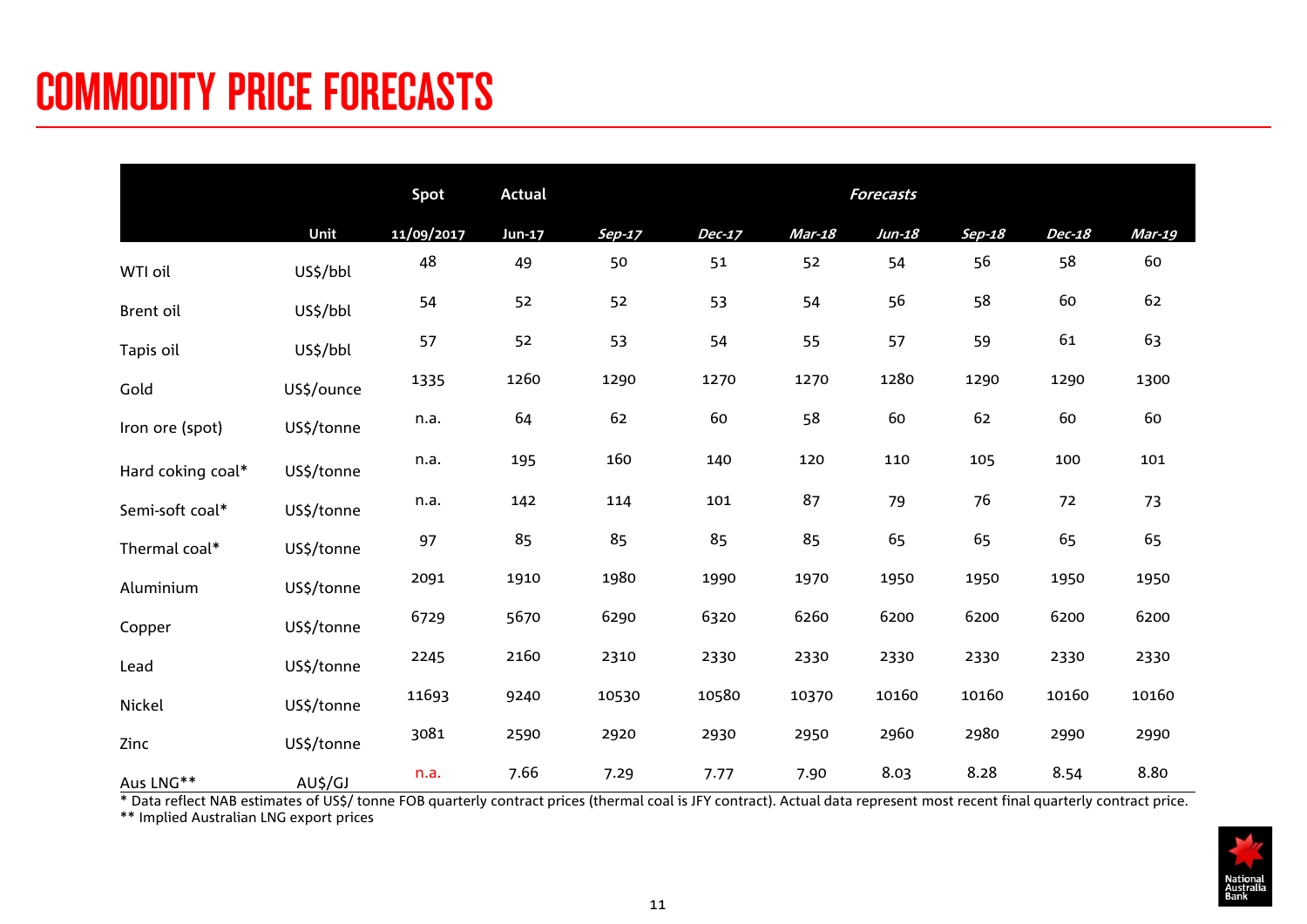# COMMODITY PRICE FORECASTS

| | | Spot | Actual | *Forecasts* | | | | | | |
|---|---|---|---|---|---|---|---|---|---|---|
| | Unit | 11/09/2017 | Jun-17 | *Sep-17* | *Dec-17* | *Mar-18* | *Jun-18* | *Sep-18* | *Dec-18* | *Mar-19* |
| WTI oil | US$/bbl | 48 | 49 | 50 | 51 | 52 | 54 | 56 | 58 | 60 |
| Brent oil | US$/bbl | 54 | 52 | 52 | 53 | 54 | 56 | 58 | 60 | 62 |
| Tapis oil | US$/bbl | 57 | 52 | 53 | 54 | 55 | 57 | 59 | 61 | 63 |
| Gold | US$/ounce | 1335 | 1260 | 1290 | 1270 | 1270 | 1280 | 1290 | 1290 | 1300 |
| Iron ore (spot) | US$/tonne | n.a. | 64 | 62 | 60 | 58 | 60 | 62 | 60 | 60 |
| Hard coking coal* | US$/tonne | n.a. | 195 | 160 | 140 | 120 | 110 | 105 | 100 | 101 |
| Semi-soft coal* | US$/tonne | n.a. | 142 | 114 | 101 | 87 | 79 | 76 | 72 | 73 |
| Thermal coal* | US$/tonne | 97 | 85 | 85 | 85 | 85 | 65 | 65 | 65 | 65 |
| Aluminium | US$/tonne | 2091 | 1910 | 1980 | 1990 | 1970 | 1950 | 1950 | 1950 | 1950 |
| Copper | US$/tonne | 6729 | 5670 | 6290 | 6320 | 6260 | 6200 | 6200 | 6200 | 6200 |
| Lead | US$/tonne | 2245 | 2160 | 2310 | 2330 | 2330 | 2330 | 2330 | 2330 | 2330 |
| Nickel | US$/tonne | 11693 | 9240 | 10530 | 10580 | 10370 | 10160 | 10160 | 10160 | 10160 |
| Zinc | US$/tonne | 3081 | 2590 | 2920 | 2930 | 2950 | 2960 | 2980 | 2990 | 2990 |
| Aus LNG** | AU$/GJ | n.a. | 7.66 | 7.29 | 7.77 | 7.90 | 8.03 | 8.28 | 8.54 | 8.80 |

* Data reflect NAB estimates of US$/ tonne FOB quarterly contract prices (thermal coal is JFY contract). Actual data represent most recent final quarterly contract price.
** Implied Australian LNG export prices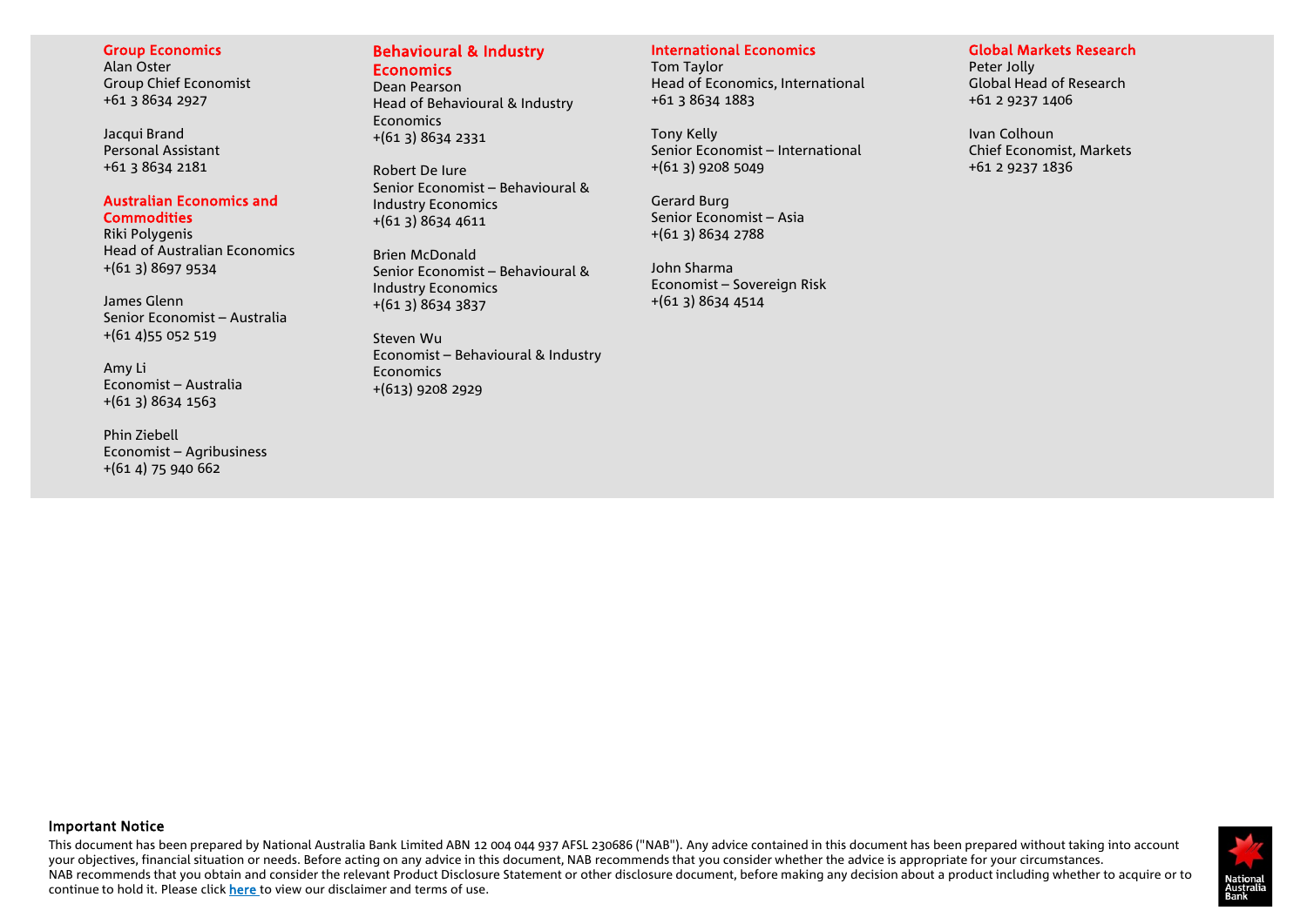### Group Economics

Alan Oster
Group Chief Economist
+61 3 8634 2927

Jacqui Brand
Personal Assistant
+61 3 8634 2181

### Australian Economics and Commodities

Riki Polygenis
Head of Australian Economics
+(61 3) 8697 9534

James Glenn
Senior Economist – Australia
+(61 4)55 052 519

Amy Li
Economist – Australia
+(61 3) 8634 1563

Phin Ziebell
Economist – Agribusiness
+(61 4) 75 940 662

### Behavioural & Industry Economics

Dean Pearson
Head of Behavioural & Industry Economics
+(61 3) 8634 2331

Robert De Iure
Senior Economist – Behavioural & Industry Economics
+(61 3) 8634 4611

Brien McDonald
Senior Economist – Behavioural & Industry Economics
+(61 3) 8634 3837

Steven Wu
Economist – Behavioural & Industry Economics
+(613) 9208 2929

### International Economics

Tom Taylor
Head of Economics, International
+61 3 8634 1883

Tony Kelly
Senior Economist – International
+(61 3) 9208 5049

Gerard Burg
Senior Economist – Asia
+(61 3) 8634 2788

John Sharma
Economist – Sovereign Risk
+(61 3) 8634 4514

### Global Markets Research

Peter Jolly
Global Head of Research
+61 2 9237 1406

Ivan Colhoun
Chief Economist, Markets
+61 2 9237 1836

**Important Notice**

This document has been prepared by National Australia Bank Limited ABN 12 004 044 937 AFSL 230686 ("NAB"). Any advice contained in this document has been prepared without taking into account your objectives, financial situation or needs. Before acting on any advice in this document, NAB recommends that you consider whether the advice is appropriate for your circumstances. NAB recommends that you obtain and consider the relevant Product Disclosure Statement or other disclosure document, before making any decision about a product including whether to acquire or to continue to hold it. Please click **here** to view our disclaimer and terms of use.